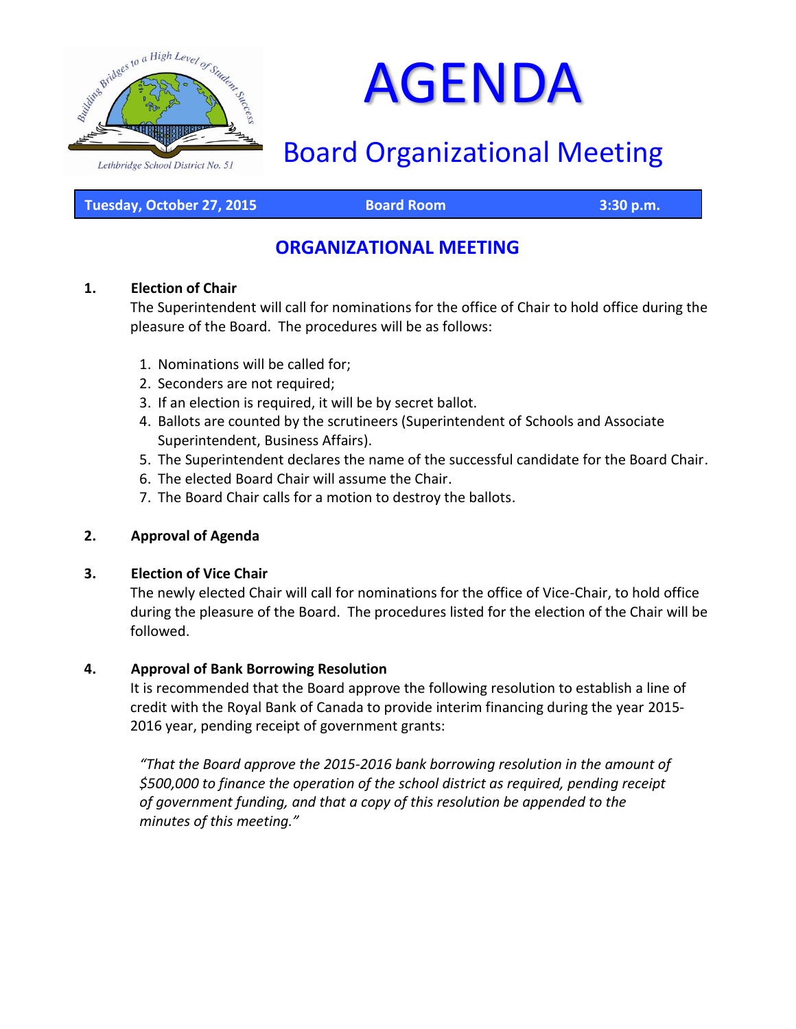# AGENDA

## Board Organizational Meeting

Lethbridge School District No. 51

**Tuesday, October 27, 2015** **Board Room** **3:30 p.m.**

## ORGANIZATIONAL MEETING

**1. Election of Chair**

The Superintendent will call for nominations for the office of Chair to hold office during the pleasure of the Board. The procedures will be as follows:

1. Nominations will be called for;
2. Seconders are not required;
3. If an election is required, it will be by secret ballot.
4. Ballots are counted by the scrutineers (Superintendent of Schools and Associate Superintendent, Business Affairs).
5. The Superintendent declares the name of the successful candidate for the Board Chair.
6. The elected Board Chair will assume the Chair.
7. The Board Chair calls for a motion to destroy the ballots.

**2. Approval of Agenda**

**3. Election of Vice Chair**

The newly elected Chair will call for nominations for the office of Vice-Chair, to hold office during the pleasure of the Board. The procedures listed for the election of the Chair will be followed.

**4. Approval of Bank Borrowing Resolution**

It is recommended that the Board approve the following resolution to establish a line of credit with the Royal Bank of Canada to provide interim financing during the year 2015-2016 year, pending receipt of government grants:

*"That the Board approve the 2015-2016 bank borrowing resolution in the amount of $500,000 to finance the operation of the school district as required, pending receipt of government funding, and that a copy of this resolution be appended to the minutes of this meeting."*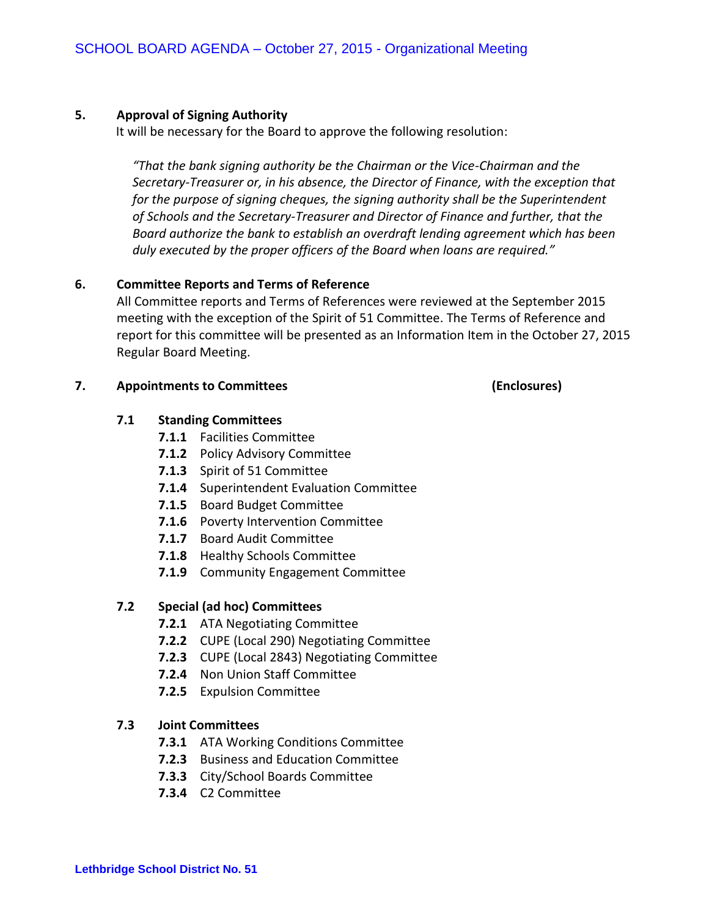## 5. Approval of Signing Authority

It will be necessary for the Board to approve the following resolution:

> *"That the bank signing authority be the Chairman or the Vice-Chairman and the Secretary-Treasurer or, in his absence, the Director of Finance, with the exception that for the purpose of signing cheques, the signing authority shall be the Superintendent of Schools and the Secretary-Treasurer and Director of Finance and further, that the Board authorize the bank to establish an overdraft lending agreement which has been duly executed by the proper officers of the Board when loans are required."*

## 6. Committee Reports and Terms of Reference

All Committee reports and Terms of References were reviewed at the September 2015 meeting with the exception of the Spirit of 51 Committee. The Terms of Reference and report for this committee will be presented as an Information Item in the October 27, 2015 Regular Board Meeting.

## 7. Appointments to Committees (Enclosures)

### 7.1 Standing Committees

- **7.1.1** Facilities Committee
- **7.1.2** Policy Advisory Committee
- **7.1.3** Spirit of 51 Committee
- **7.1.4** Superintendent Evaluation Committee
- **7.1.5** Board Budget Committee
- **7.1.6** Poverty Intervention Committee
- **7.1.7** Board Audit Committee
- **7.1.8** Healthy Schools Committee
- **7.1.9** Community Engagement Committee

### 7.2 Special (ad hoc) Committees

- **7.2.1** ATA Negotiating Committee
- **7.2.2** CUPE (Local 290) Negotiating Committee
- **7.2.3** CUPE (Local 2843) Negotiating Committee
- **7.2.4** Non Union Staff Committee
- **7.2.5** Expulsion Committee

### 7.3 Joint Committees

- **7.3.1** ATA Working Conditions Committee
- **7.2.3** Business and Education Committee
- **7.3.3** City/School Boards Committee
- **7.3.4** C2 Committee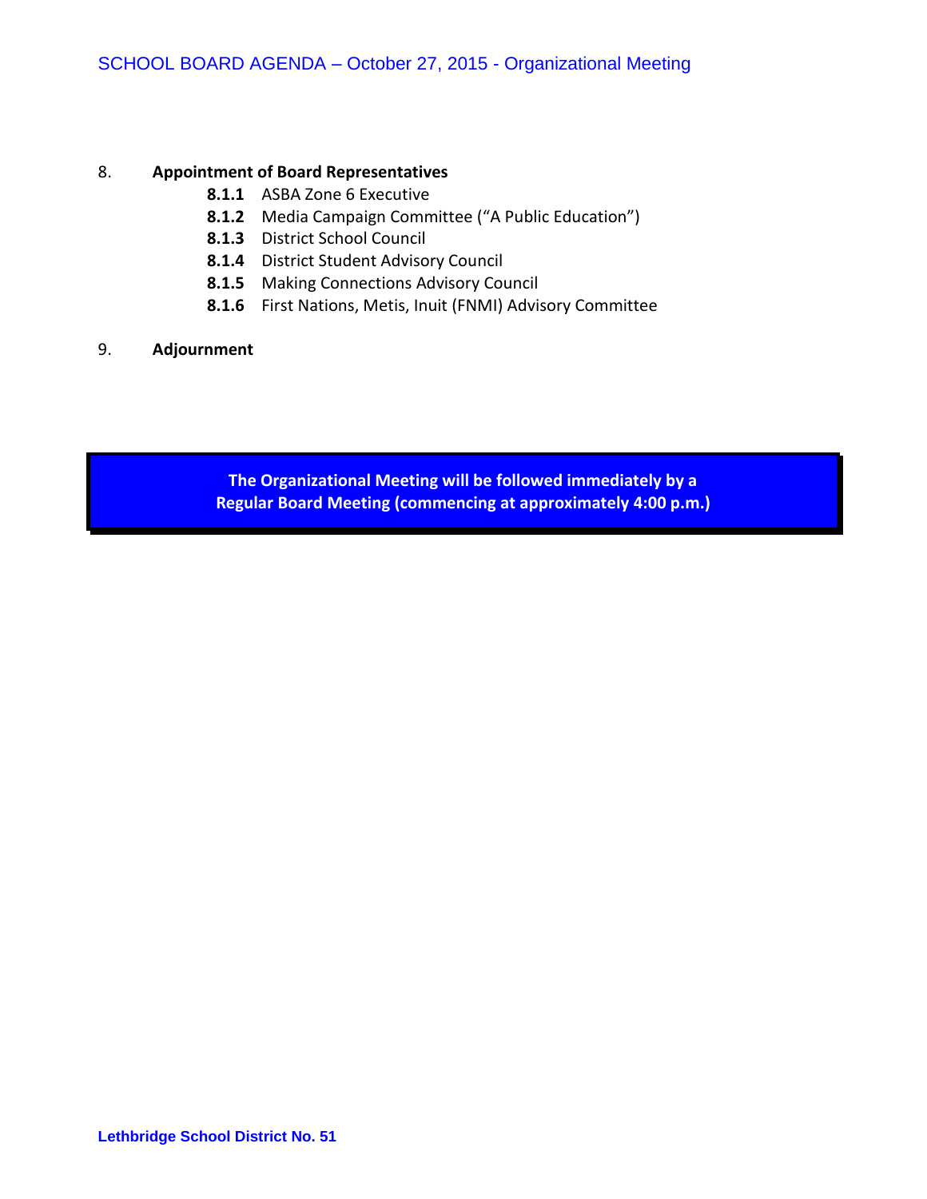8. **Appointment of Board Representatives**

- **8.1.1** ASBA Zone 6 Executive
- **8.1.2** Media Campaign Committee (“A Public Education”)
- **8.1.3** District School Council
- **8.1.4** District Student Advisory Council
- **8.1.5** Making Connections Advisory Council
- **8.1.6** First Nations, Metis, Inuit (FNMI) Advisory Committee

9. **Adjournment**

**The Organizational Meeting will be followed immediately by a Regular Board Meeting (commencing at approximately 4:00 p.m.)**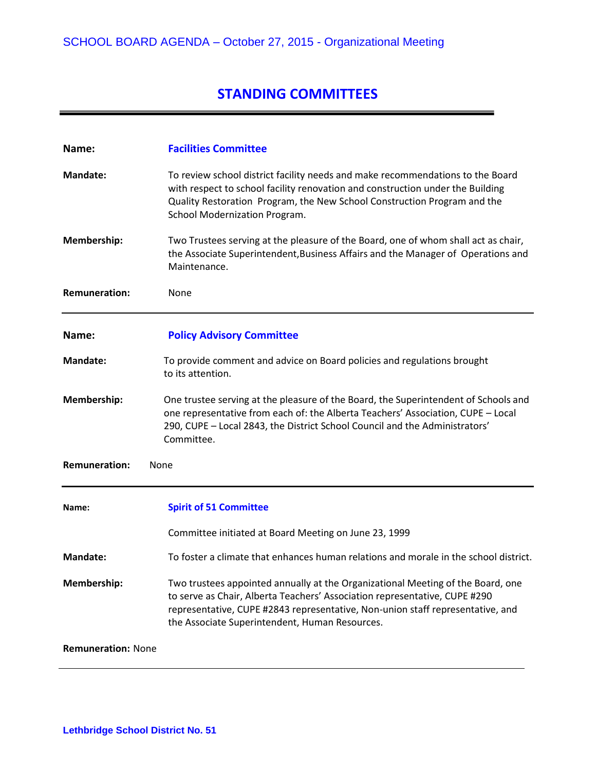## STANDING COMMITTEES

---

**Name:** **Facilities Committee**

**Mandate:** To review school district facility needs and make recommendations to the Board with respect to school facility renovation and construction under the Building Quality Restoration Program, the New School Construction Program and the School Modernization Program.

**Membership:** Two Trustees serving at the pleasure of the Board, one of whom shall act as chair, the Associate Superintendent,Business Affairs and the Manager of Operations and Maintenance.

**Remuneration:** None

---

**Name:** **Policy Advisory Committee**

**Mandate:** To provide comment and advice on Board policies and regulations brought to its attention.

**Membership:** One trustee serving at the pleasure of the Board, the Superintendent of Schools and one representative from each of: the Alberta Teachers' Association, CUPE – Local 290, CUPE – Local 2843, the District School Council and the Administrators' Committee.

**Remuneration:** None

---

**Name:** **Spirit of 51 Committee**

Committee initiated at Board Meeting on June 23, 1999

**Mandate:** To foster a climate that enhances human relations and morale in the school district.

**Membership:** Two trustees appointed annually at the Organizational Meeting of the Board, one to serve as Chair, Alberta Teachers' Association representative, CUPE #290 representative, CUPE #2843 representative, Non-union staff representative, and the Associate Superintendent, Human Resources.

**Remuneration:** None

---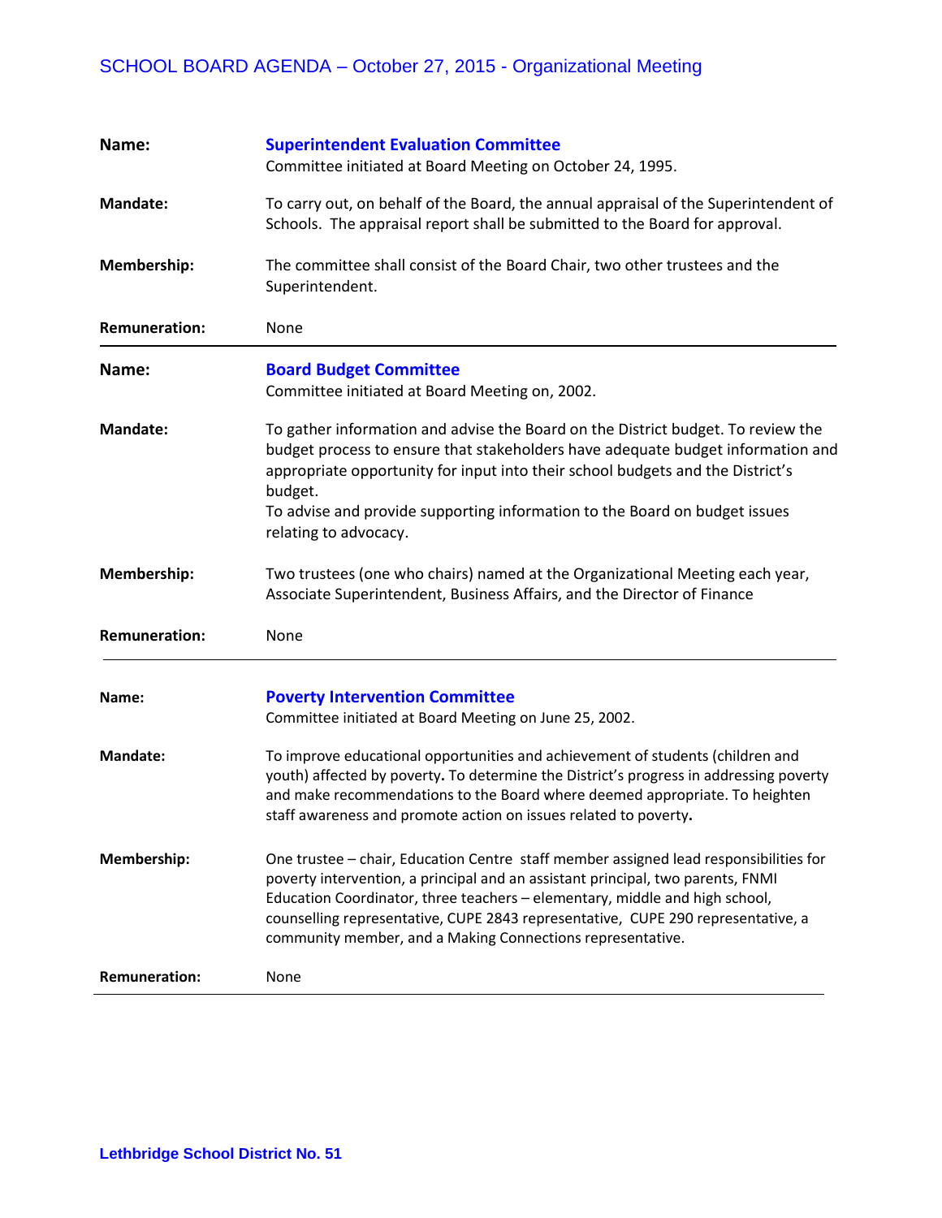**Name:** **Superintendent Evaluation Committee**
Committee initiated at Board Meeting on October 24, 1995.

**Mandate:** To carry out, on behalf of the Board, the annual appraisal of the Superintendent of Schools. The appraisal report shall be submitted to the Board for approval.

**Membership:** The committee shall consist of the Board Chair, two other trustees and the Superintendent.

**Remuneration:** None

---

**Name:** **Board Budget Committee**
Committee initiated at Board Meeting on, 2002.

**Mandate:** To gather information and advise the Board on the District budget. To review the budget process to ensure that stakeholders have adequate budget information and appropriate opportunity for input into their school budgets and the District's budget.
To advise and provide supporting information to the Board on budget issues relating to advocacy.

**Membership:** Two trustees (one who chairs) named at the Organizational Meeting each year, Associate Superintendent, Business Affairs, and the Director of Finance

**Remuneration:** None

---

**Name:** **Poverty Intervention Committee**
Committee initiated at Board Meeting on June 25, 2002.

**Mandate:** To improve educational opportunities and achievement of students (children and youth) affected by poverty. To determine the District's progress in addressing poverty and make recommendations to the Board where deemed appropriate. To heighten staff awareness and promote action on issues related to poverty.

**Membership:** One trustee – chair, Education Centre staff member assigned lead responsibilities for poverty intervention, a principal and an assistant principal, two parents, FNMI Education Coordinator, three teachers – elementary, middle and high school, counselling representative, CUPE 2843 representative, CUPE 290 representative, a community member, and a Making Connections representative.

**Remuneration:** None

---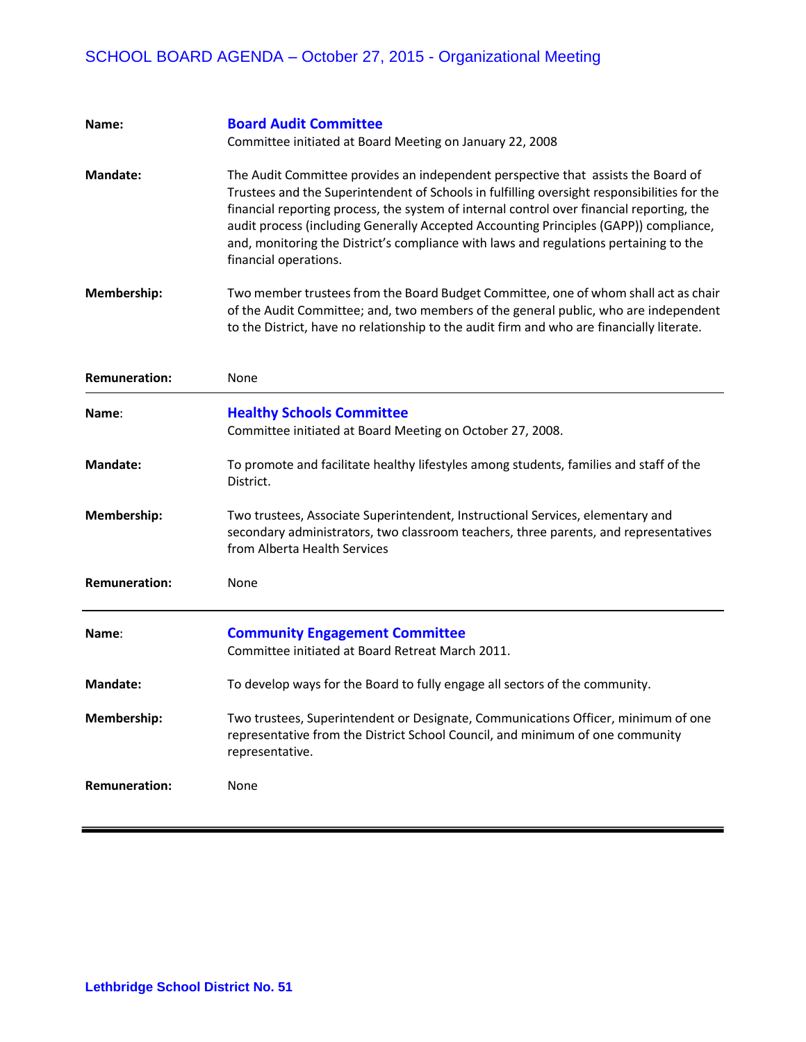| | |
|---|---|
| **Name:** | **Board Audit Committee**<br>Committee initiated at Board Meeting on January 22, 2008 |
| **Mandate:** | The Audit Committee provides an independent perspective that assists the Board of Trustees and the Superintendent of Schools in fulfilling oversight responsibilities for the financial reporting process, the system of internal control over financial reporting, the audit process (including Generally Accepted Accounting Principles (GAPP)) compliance, and, monitoring the District's compliance with laws and regulations pertaining to the financial operations. |
| **Membership:** | Two member trustees from the Board Budget Committee, one of whom shall act as chair of the Audit Committee; and, two members of the general public, who are independent to the District, have no relationship to the audit firm and who are financially literate. |
| **Remuneration:** | None |

---

| | |
|---|---|
| **Name**: | **Healthy Schools Committee**<br>Committee initiated at Board Meeting on October 27, 2008. |
| **Mandate:** | To promote and facilitate healthy lifestyles among students, families and staff of the District. |
| **Membership:** | Two trustees, Associate Superintendent, Instructional Services, elementary and secondary administrators, two classroom teachers, three parents, and representatives from Alberta Health Services |
| **Remuneration:** | None |

---

| | |
|---|---|
| **Name**: | **Community Engagement Committee**<br>Committee initiated at Board Retreat March 2011. |
| **Mandate:** | To develop ways for the Board to fully engage all sectors of the community. |
| **Membership:** | Two trustees, Superintendent or Designate, Communications Officer, minimum of one representative from the District School Council, and minimum of one community representative. |
| **Remuneration:** | None |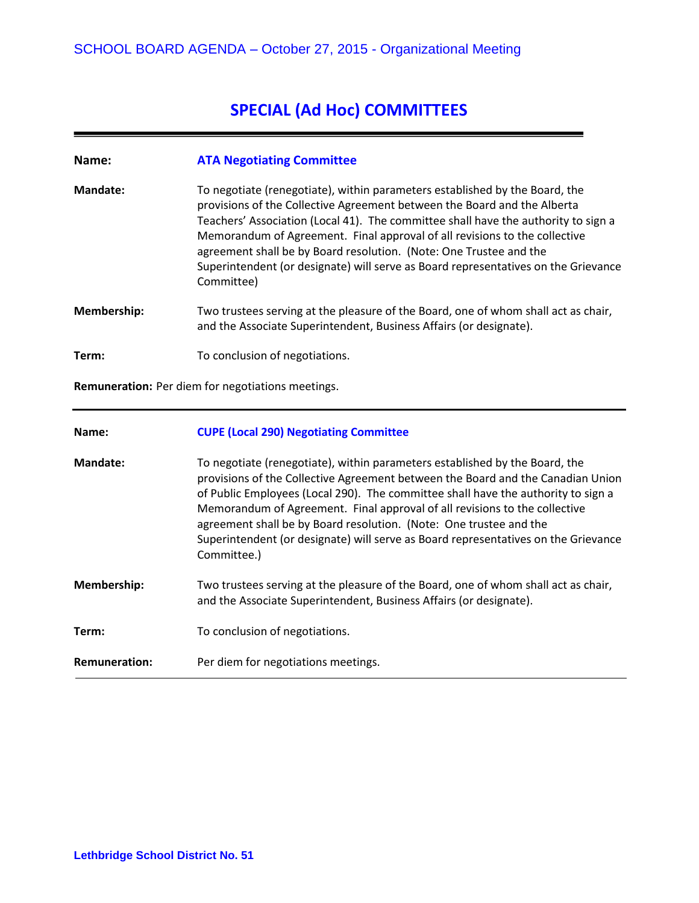# SPECIAL (Ad Hoc) COMMITTEES

---

**Name:** **ATA Negotiating Committee**

**Mandate:** To negotiate (renegotiate), within parameters established by the Board, the provisions of the Collective Agreement between the Board and the Alberta Teachers' Association (Local 41). The committee shall have the authority to sign a Memorandum of Agreement. Final approval of all revisions to the collective agreement shall be by Board resolution. (Note: One Trustee and the Superintendent (or designate) will serve as Board representatives on the Grievance Committee)

**Membership:** Two trustees serving at the pleasure of the Board, one of whom shall act as chair, and the Associate Superintendent, Business Affairs (or designate).

**Term:** To conclusion of negotiations.

**Remuneration:** Per diem for negotiations meetings.

---

**Name:** **CUPE (Local 290) Negotiating Committee**

**Mandate:** To negotiate (renegotiate), within parameters established by the Board, the provisions of the Collective Agreement between the Board and the Canadian Union of Public Employees (Local 290). The committee shall have the authority to sign a Memorandum of Agreement. Final approval of all revisions to the collective agreement shall be by Board resolution. (Note: One trustee and the Superintendent (or designate) will serve as Board representatives on the Grievance Committee.)

**Membership:** Two trustees serving at the pleasure of the Board, one of whom shall act as chair, and the Associate Superintendent, Business Affairs (or designate).

**Term:** To conclusion of negotiations.

**Remuneration:** Per diem for negotiations meetings.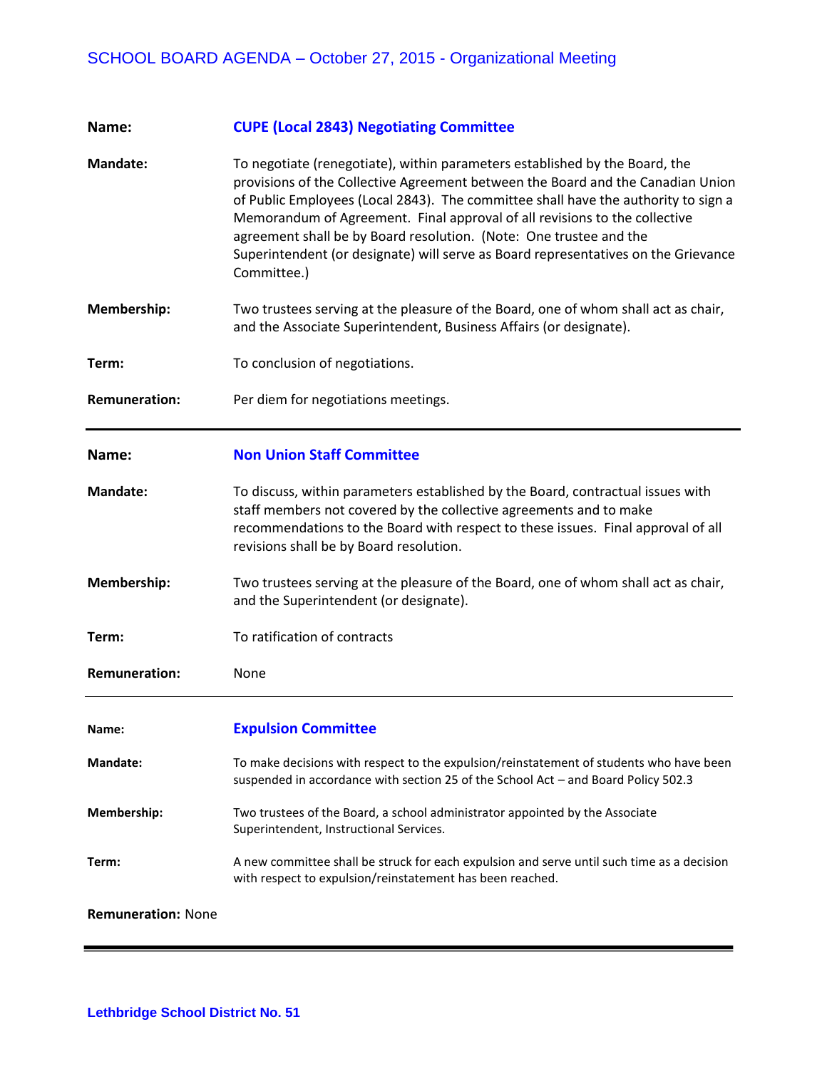**Name:** **CUPE (Local 2843) Negotiating Committee**

**Mandate:** To negotiate (renegotiate), within parameters established by the Board, the provisions of the Collective Agreement between the Board and the Canadian Union of Public Employees (Local 2843). The committee shall have the authority to sign a Memorandum of Agreement. Final approval of all revisions to the collective agreement shall be by Board resolution. (Note: One trustee and the Superintendent (or designate) will serve as Board representatives on the Grievance Committee.)

**Membership:** Two trustees serving at the pleasure of the Board, one of whom shall act as chair, and the Associate Superintendent, Business Affairs (or designate).

**Term:** To conclusion of negotiations.

**Remuneration:** Per diem for negotiations meetings.

---

**Name:** **Non Union Staff Committee**

**Mandate:** To discuss, within parameters established by the Board, contractual issues with staff members not covered by the collective agreements and to make recommendations to the Board with respect to these issues. Final approval of all revisions shall be by Board resolution.

**Membership:** Two trustees serving at the pleasure of the Board, one of whom shall act as chair, and the Superintendent (or designate).

**Term:** To ratification of contracts

**Remuneration:** None

---

**Name:** **Expulsion Committee**

**Mandate:** To make decisions with respect to the expulsion/reinstatement of students who have been suspended in accordance with section 25 of the School Act – and Board Policy 502.3

**Membership:** Two trustees of the Board, a school administrator appointed by the Associate Superintendent, Instructional Services.

**Term:** A new committee shall be struck for each expulsion and serve until such time as a decision with respect to expulsion/reinstatement has been reached.

**Remuneration:** None

---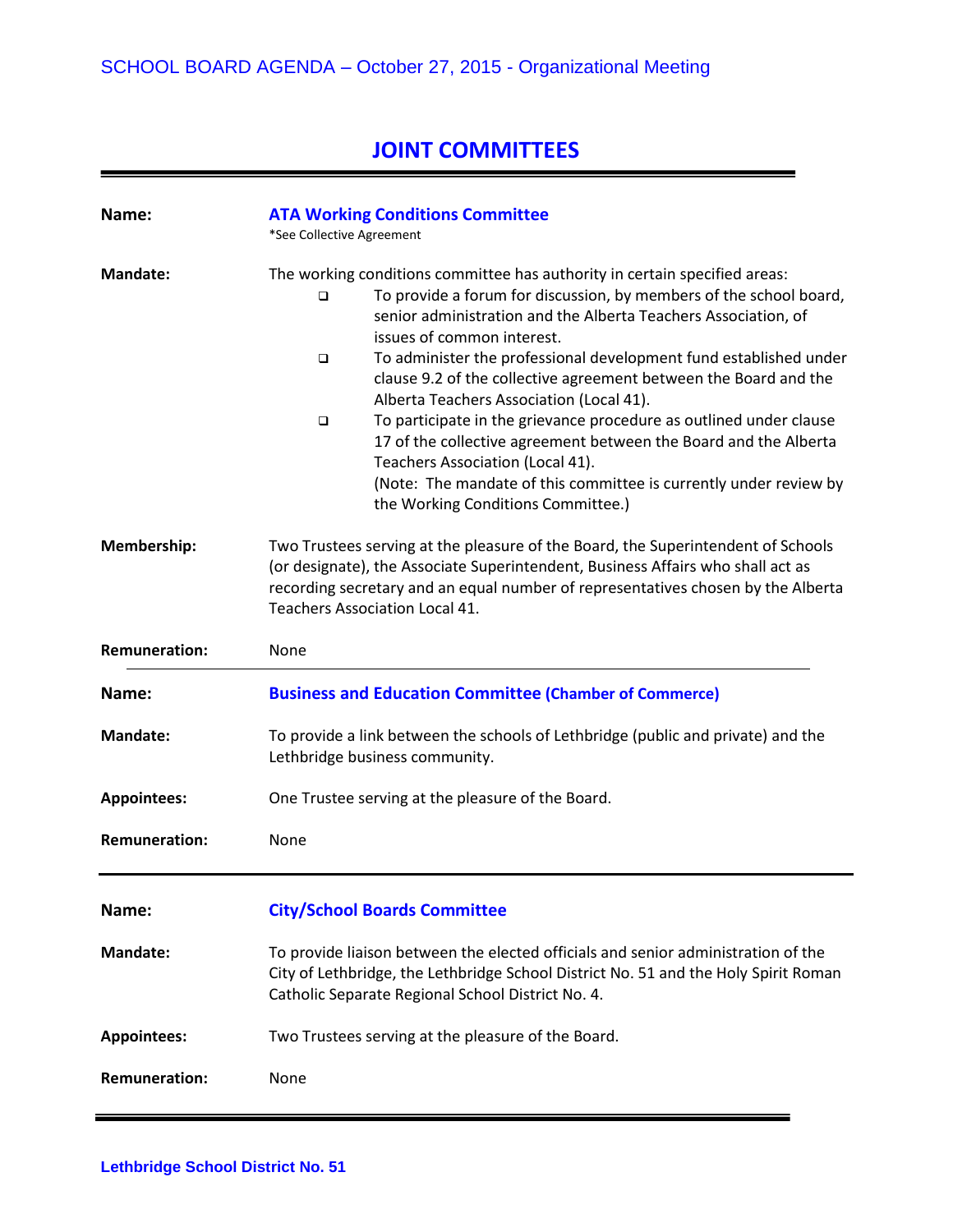# JOINT COMMITTEES

**Name:** **ATA Working Conditions Committee**
*See Collective Agreement

**Mandate:** The working conditions committee has authority in certain specified areas:

- To provide a forum for discussion, by members of the school board, senior administration and the Alberta Teachers Association, of issues of common interest.
- To administer the professional development fund established under clause 9.2 of the collective agreement between the Board and the Alberta Teachers Association (Local 41).
- To participate in the grievance procedure as outlined under clause 17 of the collective agreement between the Board and the Alberta Teachers Association (Local 41).
  (Note: The mandate of this committee is currently under review by the Working Conditions Committee.)

**Membership:** Two Trustees serving at the pleasure of the Board, the Superintendent of Schools (or designate), the Associate Superintendent, Business Affairs who shall act as recording secretary and an equal number of representatives chosen by the Alberta Teachers Association Local 41.

**Remuneration:** None

---

**Name:** **Business and Education Committee (Chamber of Commerce)**

**Mandate:** To provide a link between the schools of Lethbridge (public and private) and the Lethbridge business community.

**Appointees:** One Trustee serving at the pleasure of the Board.

**Remuneration:** None

---

**Name:** **City/School Boards Committee**

**Mandate:** To provide liaison between the elected officials and senior administration of the City of Lethbridge, the Lethbridge School District No. 51 and the Holy Spirit Roman Catholic Separate Regional School District No. 4.

**Appointees:** Two Trustees serving at the pleasure of the Board.

**Remuneration:** None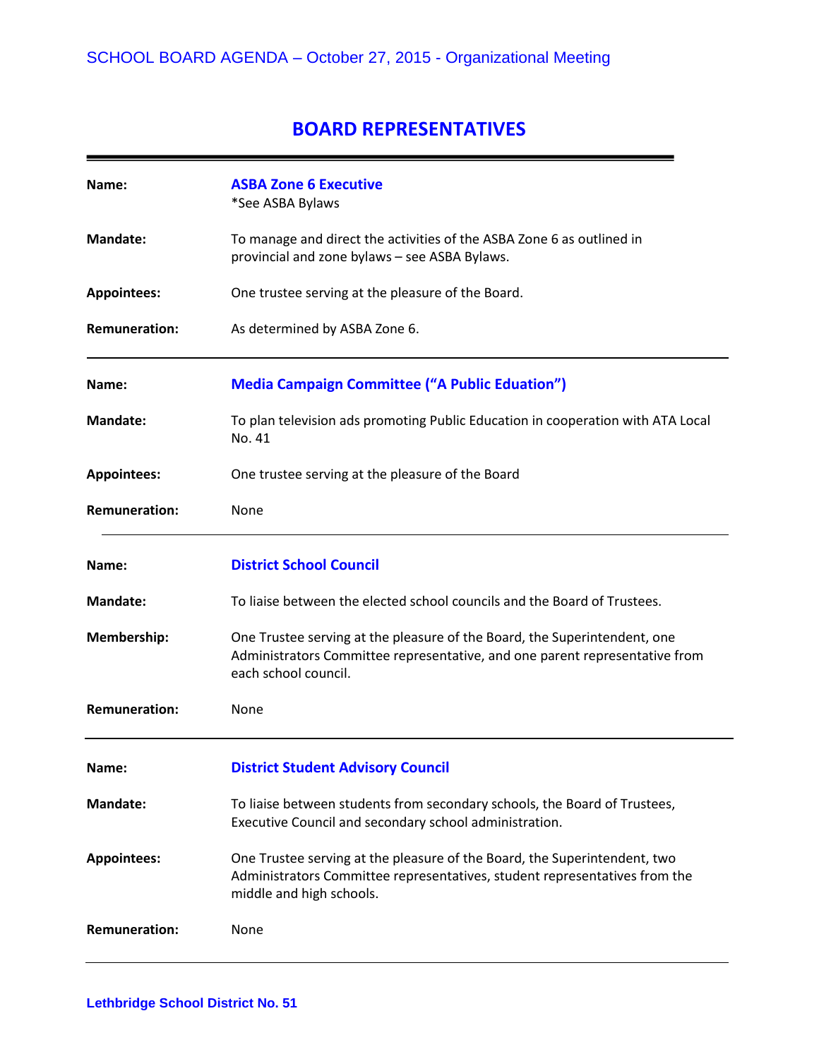## BOARD REPRESENTATIVES

---

**Name:** **ASBA Zone 6 Executive**
*See ASBA Bylaws

**Mandate:** To manage and direct the activities of the ASBA Zone 6 as outlined in provincial and zone bylaws – see ASBA Bylaws.

**Appointees:** One trustee serving at the pleasure of the Board.

**Remuneration:** As determined by ASBA Zone 6.

---

**Name:** **Media Campaign Committee ("A Public Eduation")**

**Mandate:** To plan television ads promoting Public Education in cooperation with ATA Local No. 41

**Appointees:** One trustee serving at the pleasure of the Board

**Remuneration:** None

---

**Name:** **District School Council**

**Mandate:** To liaise between the elected school councils and the Board of Trustees.

**Membership:** One Trustee serving at the pleasure of the Board, the Superintendent, one Administrators Committee representative, and one parent representative from each school council.

**Remuneration:** None

---

**Name:** **District Student Advisory Council**

**Mandate:** To liaise between students from secondary schools, the Board of Trustees, Executive Council and secondary school administration.

**Appointees:** One Trustee serving at the pleasure of the Board, the Superintendent, two Administrators Committee representatives, student representatives from the middle and high schools.

**Remuneration:** None

---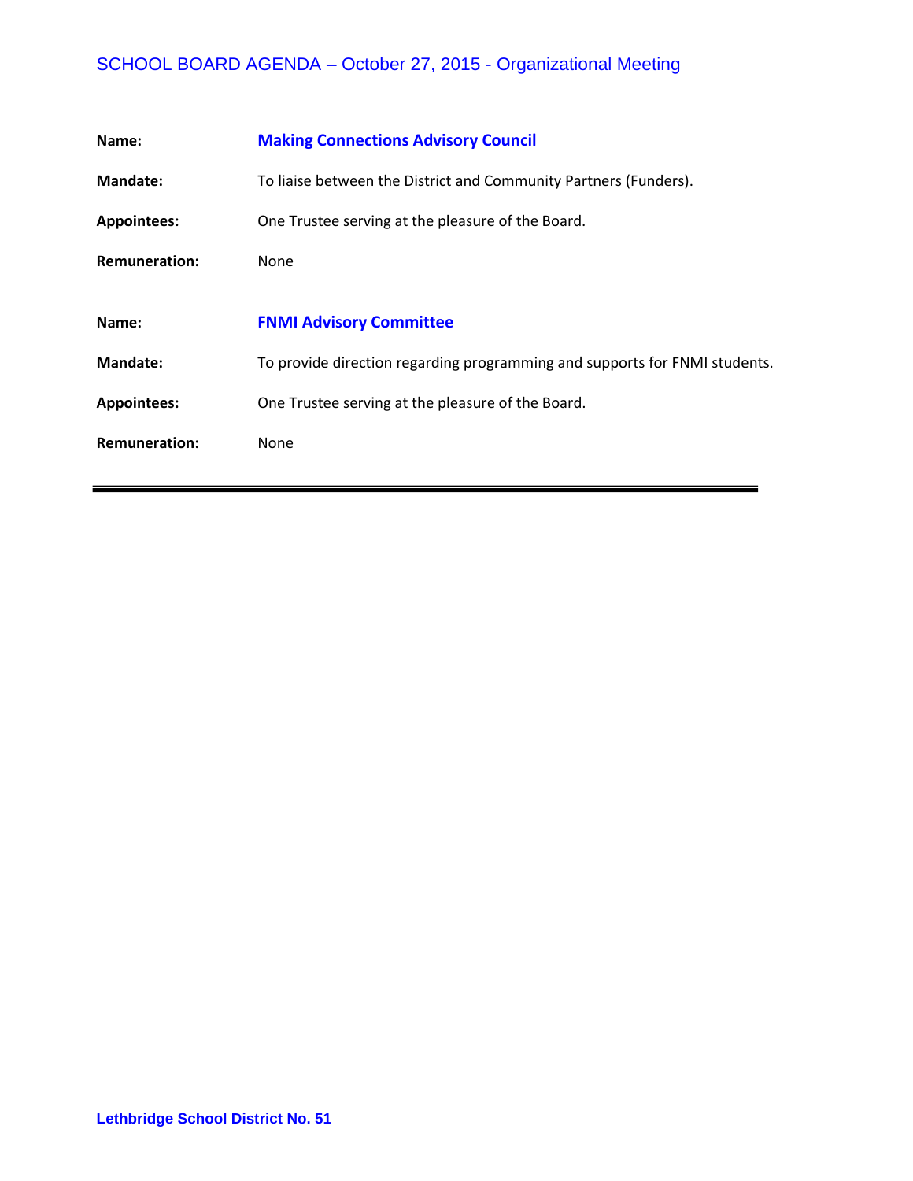**Name:** **Making Connections Advisory Council**

**Mandate:** To liaise between the District and Community Partners (Funders).

**Appointees:** One Trustee serving at the pleasure of the Board.

**Remuneration:** None

---

**Name:** **FNMI Advisory Committee**

**Mandate:** To provide direction regarding programming and supports for FNMI students.

**Appointees:** One Trustee serving at the pleasure of the Board.

**Remuneration:** None

---